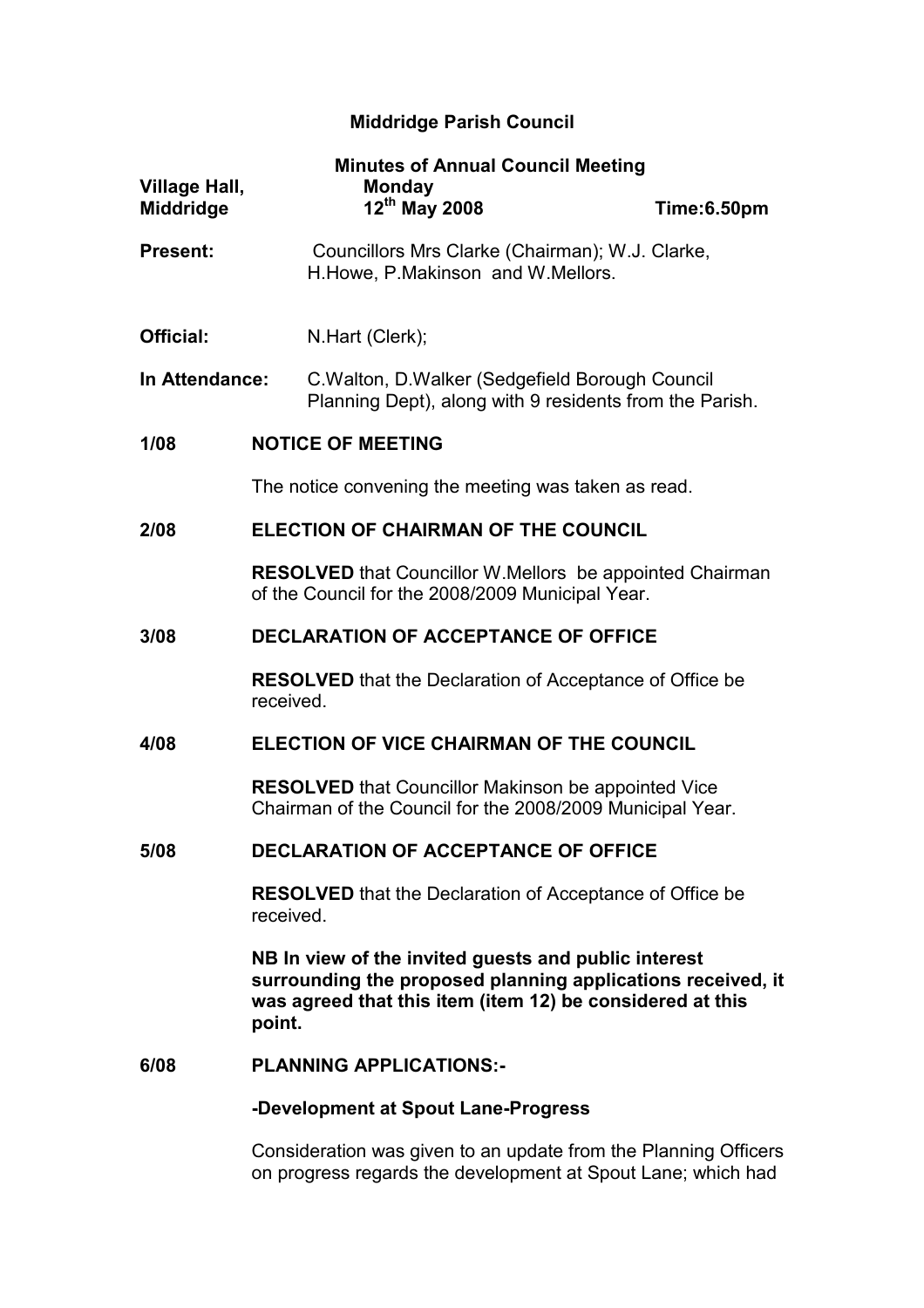# Middridge Parish Council

**Minutes of Annual Council Meeting**

**Village Hall, Middridge** — **Monday 12th May 2008** — **Time:6.50pm**

**Present:** Councillors Mrs Clarke (Chairman); W.J. Clarke, H.Howe, P.Makinson and W.Mellors.

**Official:** N.Hart (Clerk);

**In Attendance:** C.Walton, D.Walker (Sedgefield Borough Council Planning Dept), along with 9 residents from the Parish.

## 1/08 NOTICE OF MEETING

The notice convening the meeting was taken as read.

## 2/08 ELECTION OF CHAIRMAN OF THE COUNCIL

**RESOLVED** that Councillor W.Mellors be appointed Chairman of the Council for the 2008/2009 Municipal Year.

## 3/08 DECLARATION OF ACCEPTANCE OF OFFICE

**RESOLVED** that the Declaration of Acceptance of Office be received.

## 4/08 ELECTION OF VICE CHAIRMAN OF THE COUNCIL

**RESOLVED** that Councillor Makinson be appointed Vice Chairman of the Council for the 2008/2009 Municipal Year.

## 5/08 DECLARATION OF ACCEPTANCE OF OFFICE

**RESOLVED** that the Declaration of Acceptance of Office be received.

**NB In view of the invited guests and public interest surrounding the proposed planning applications received, it was agreed that this item (item 12) be considered at this point.**

## 6/08 PLANNING APPLICATIONS:-

### -Development at Spout Lane-Progress

Consideration was given to an update from the Planning Officers on progress regards the development at Spout Lane; which had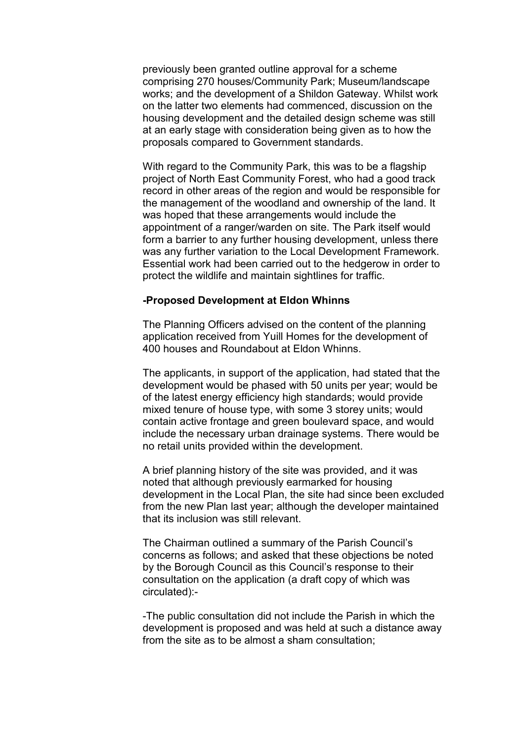previously been granted outline approval for a scheme comprising 270 houses/Community Park; Museum/landscape works; and the development of a Shildon Gateway. Whilst work on the latter two elements had commenced, discussion on the housing development and the detailed design scheme was still at an early stage with consideration being given as to how the proposals compared to Government standards.

With regard to the Community Park, this was to be a flagship project of North East Community Forest, who had a good track record in other areas of the region and would be responsible for the management of the woodland and ownership of the land. It was hoped that these arrangements would include the appointment of a ranger/warden on site. The Park itself would form a barrier to any further housing development, unless there was any further variation to the Local Development Framework. Essential work had been carried out to the hedgerow in order to protect the wildlife and maintain sightlines for traffic.

**-Proposed Development at Eldon Whinns**

The Planning Officers advised on the content of the planning application received from Yuill Homes for the development of 400 houses and Roundabout at Eldon Whinns.

The applicants, in support of the application, had stated that the development would be phased with 50 units per year; would be of the latest energy efficiency high standards; would provide mixed tenure of house type, with some 3 storey units; would contain active frontage and green boulevard space, and would include the necessary urban drainage systems. There would be no retail units provided within the development.

A brief planning history of the site was provided, and it was noted that although previously earmarked for housing development in the Local Plan, the site had since been excluded from the new Plan last year; although the developer maintained that its inclusion was still relevant.

The Chairman outlined a summary of the Parish Council's concerns as follows; and asked that these objections be noted by the Borough Council as this Council's response to their consultation on the application (a draft copy of which was circulated):-

-The public consultation did not include the Parish in which the development is proposed and was held at such a distance away from the site as to be almost a sham consultation;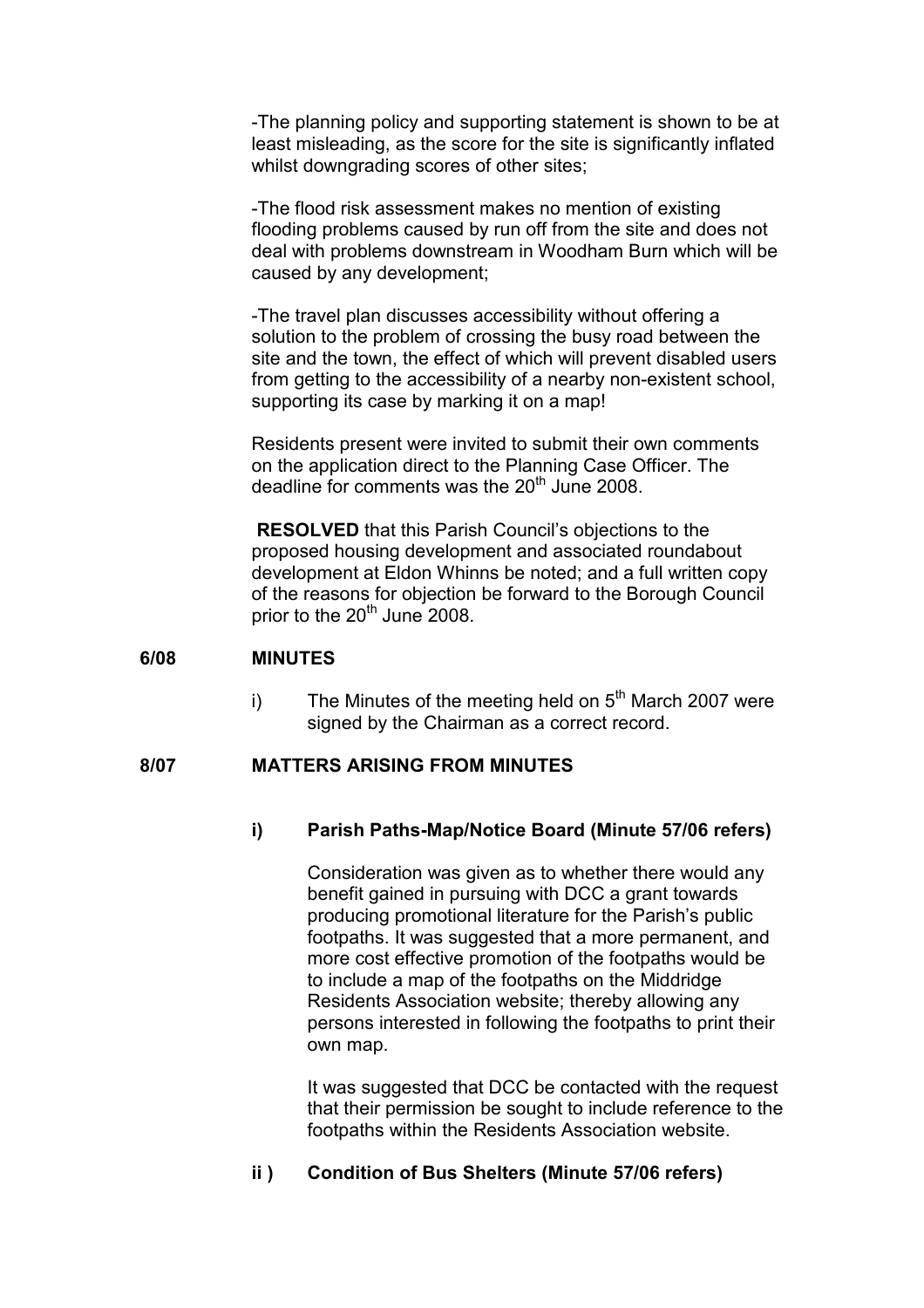-The planning policy and supporting statement is shown to be at least misleading, as the score for the site is significantly inflated whilst downgrading scores of other sites;

-The flood risk assessment makes no mention of existing flooding problems caused by run off from the site and does not deal with problems downstream in Woodham Burn which will be caused by any development;

-The travel plan discusses accessibility without offering a solution to the problem of crossing the busy road between the site and the town, the effect of which will prevent disabled users from getting to the accessibility of a nearby non-existent school, supporting its case by marking it on a map!

Residents present were invited to submit their own comments on the application direct to the Planning Case Officer. The deadline for comments was the 20th June 2008.

**RESOLVED** that this Parish Council's objections to the proposed housing development and associated roundabout development at Eldon Whinns be noted; and a full written copy of the reasons for objection be forward to the Borough Council prior to the 20th June 2008.

## 6/08 MINUTES

i) The Minutes of the meeting held on 5th March 2007 were signed by the Chairman as a correct record.

## 8/07 MATTERS ARISING FROM MINUTES

### i) Parish Paths-Map/Notice Board (Minute 57/06 refers)

Consideration was given as to whether there would any benefit gained in pursuing with DCC a grant towards producing promotional literature for the Parish's public footpaths. It was suggested that a more permanent, and more cost effective promotion of the footpaths would be to include a map of the footpaths on the Middridge Residents Association website; thereby allowing any persons interested in following the footpaths to print their own map.

It was suggested that DCC be contacted with the request that their permission be sought to include reference to the footpaths within the Residents Association website.

### ii ) Condition of Bus Shelters (Minute 57/06 refers)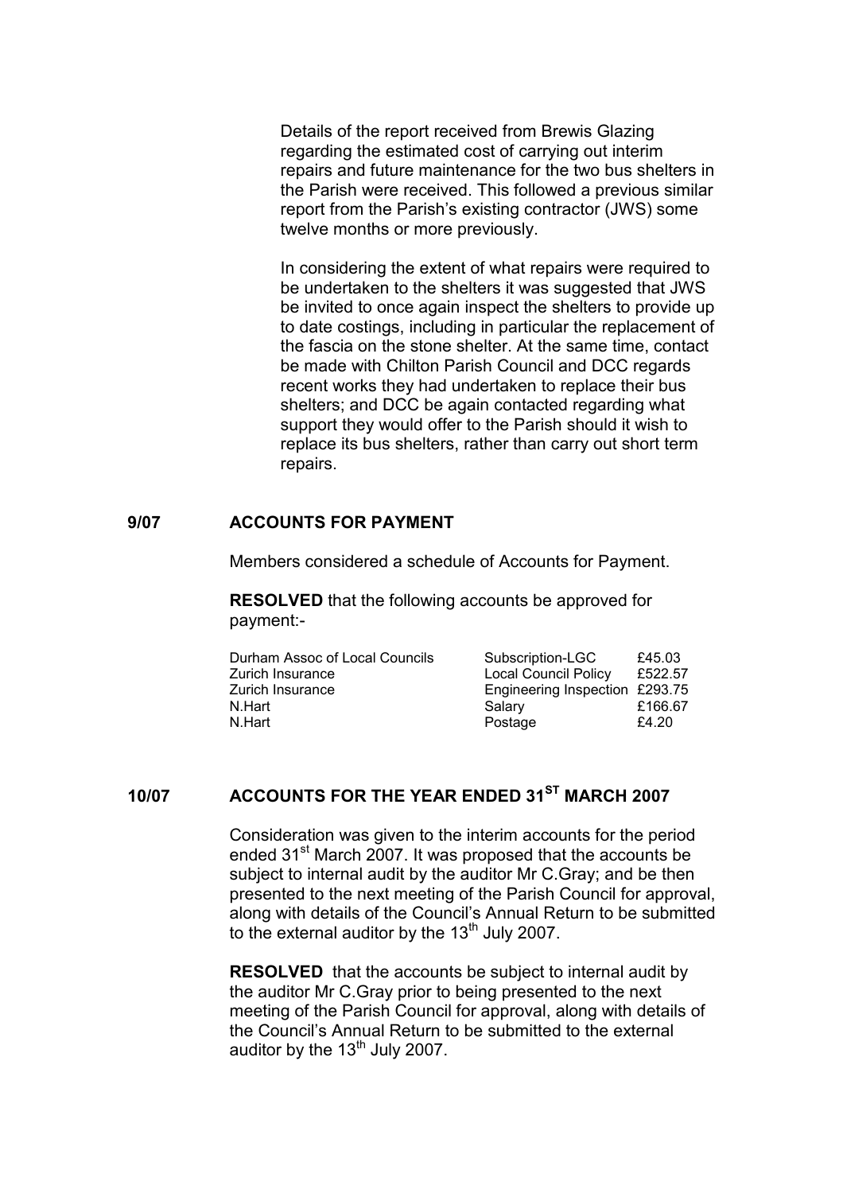Details of the report received from Brewis Glazing regarding the estimated cost of carrying out interim repairs and future maintenance for the two bus shelters in the Parish were received. This followed a previous similar report from the Parish's existing contractor (JWS) some twelve months or more previously.

In considering the extent of what repairs were required to be undertaken to the shelters it was suggested that JWS be invited to once again inspect the shelters to provide up to date costings, including in particular the replacement of the fascia on the stone shelter. At the same time, contact be made with Chilton Parish Council and DCC regards recent works they had undertaken to replace their bus shelters; and DCC be again contacted regarding what support they would offer to the Parish should it wish to replace its bus shelters, rather than carry out short term repairs.

## 9/07 ACCOUNTS FOR PAYMENT

Members considered a schedule of Accounts for Payment.

**RESOLVED** that the following accounts be approved for payment:-

| | | |
|---|---|---|
| Durham Assoc of Local Councils | Subscription-LGC | £45.03 |
| Zurich Insurance | Local Council Policy | £522.57 |
| Zurich Insurance | Engineering Inspection | £293.75 |
| N.Hart | Salary | £166.67 |
| N.Hart | Postage | £4.20 |

## 10/07 ACCOUNTS FOR THE YEAR ENDED 31ST MARCH 2007

Consideration was given to the interim accounts for the period ended 31st March 2007. It was proposed that the accounts be subject to internal audit by the auditor Mr C.Gray; and be then presented to the next meeting of the Parish Council for approval, along with details of the Council's Annual Return to be submitted to the external auditor by the 13th July 2007.

**RESOLVED** that the accounts be subject to internal audit by the auditor Mr C.Gray prior to being presented to the next meeting of the Parish Council for approval, along with details of the Council's Annual Return to be submitted to the external auditor by the 13th July 2007.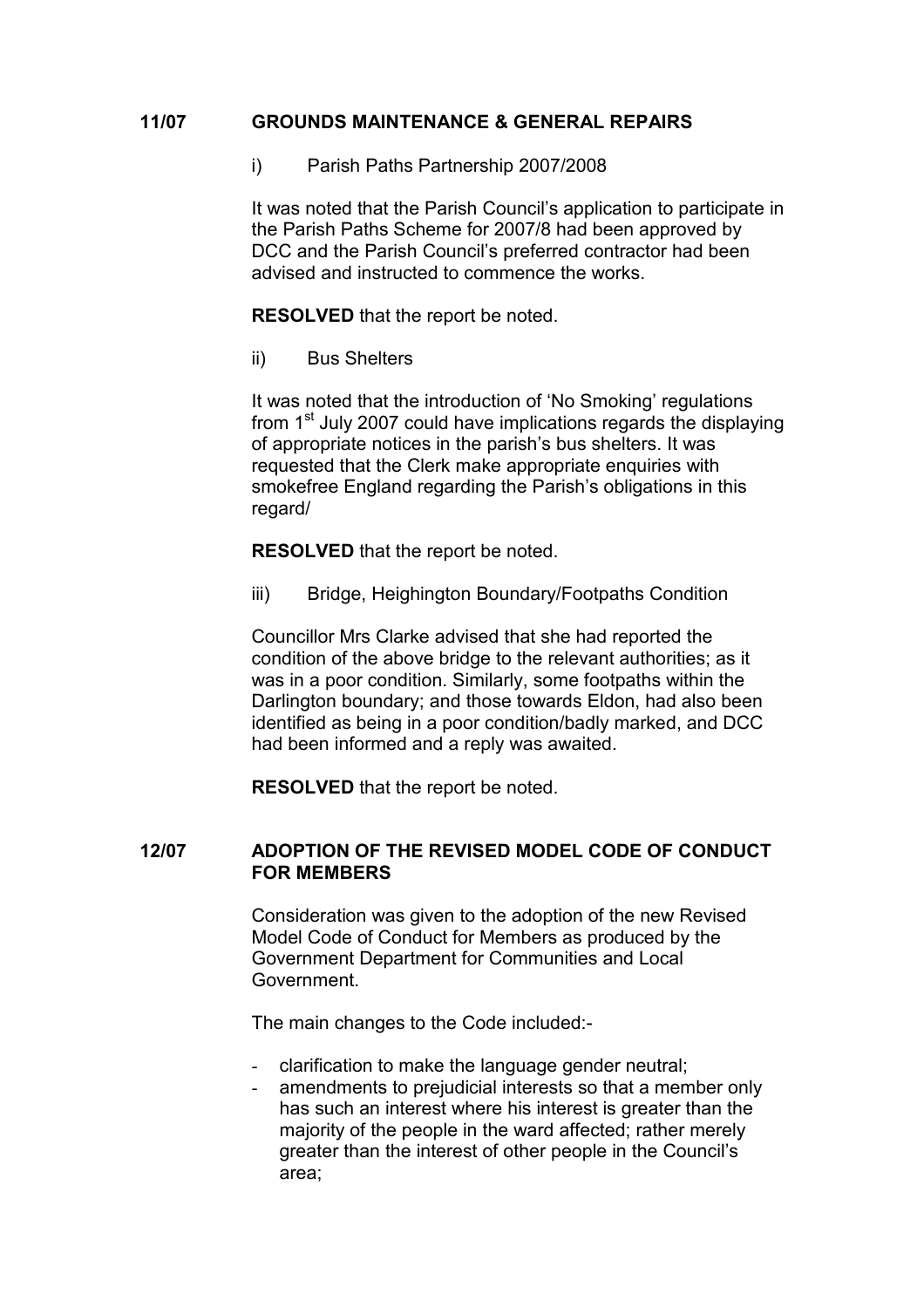## 11/07 GROUNDS MAINTENANCE & GENERAL REPAIRS

i) Parish Paths Partnership 2007/2008

It was noted that the Parish Council's application to participate in the Parish Paths Scheme for 2007/8 had been approved by DCC and the Parish Council's preferred contractor had been advised and instructed to commence the works.

**RESOLVED** that the report be noted.

ii) Bus Shelters

It was noted that the introduction of 'No Smoking' regulations from 1st July 2007 could have implications regards the displaying of appropriate notices in the parish's bus shelters. It was requested that the Clerk make appropriate enquiries with smokefree England regarding the Parish's obligations in this regard/

**RESOLVED** that the report be noted.

iii) Bridge, Heighington Boundary/Footpaths Condition

Councillor Mrs Clarke advised that she had reported the condition of the above bridge to the relevant authorities; as it was in a poor condition. Similarly, some footpaths within the Darlington boundary; and those towards Eldon, had also been identified as being in a poor condition/badly marked, and DCC had been informed and a reply was awaited.

**RESOLVED** that the report be noted.

## 12/07 ADOPTION OF THE REVISED MODEL CODE OF CONDUCT FOR MEMBERS

Consideration was given to the adoption of the new Revised Model Code of Conduct for Members as produced by the Government Department for Communities and Local Government.

The main changes to the Code included:-

- clarification to make the language gender neutral;
- amendments to prejudicial interests so that a member only has such an interest where his interest is greater than the majority of the people in the ward affected; rather merely greater than the interest of other people in the Council's area;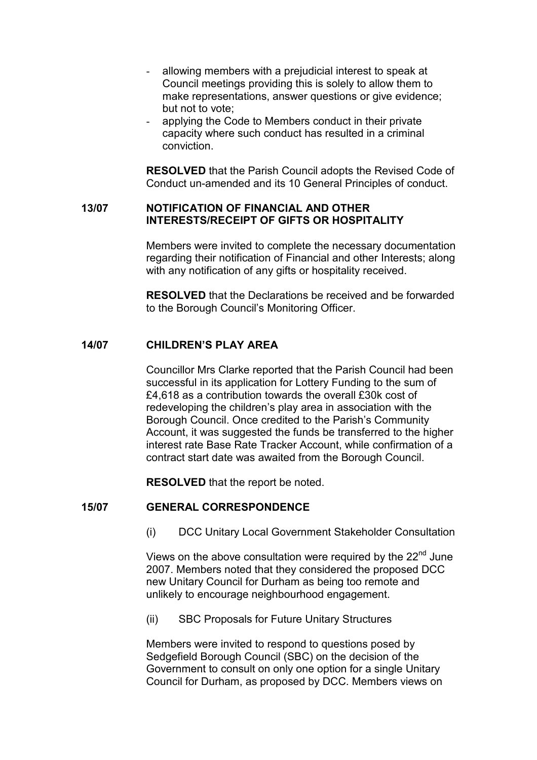- allowing members with a prejudicial interest to speak at Council meetings providing this is solely to allow them to make representations, answer questions or give evidence; but not to vote;
- applying the Code to Members conduct in their private capacity where such conduct has resulted in a criminal conviction.

**RESOLVED** that the Parish Council adopts the Revised Code of Conduct un-amended and its 10 General Principles of conduct.

**13/07 NOTIFICATION OF FINANCIAL AND OTHER INTERESTS/RECEIPT OF GIFTS OR HOSPITALITY**

Members were invited to complete the necessary documentation regarding their notification of Financial and other Interests; along with any notification of any gifts or hospitality received.

**RESOLVED** that the Declarations be received and be forwarded to the Borough Council's Monitoring Officer.

**14/07 CHILDREN'S PLAY AREA**

Councillor Mrs Clarke reported that the Parish Council had been successful in its application for Lottery Funding to the sum of £4,618 as a contribution towards the overall £30k cost of redeveloping the children's play area in association with the Borough Council. Once credited to the Parish's Community Account, it was suggested the funds be transferred to the higher interest rate Base Rate Tracker Account, while confirmation of a contract start date was awaited from the Borough Council.

**RESOLVED** that the report be noted.

**15/07 GENERAL CORRESPONDENCE**

(i) DCC Unitary Local Government Stakeholder Consultation

Views on the above consultation were required by the 22nd June 2007. Members noted that they considered the proposed DCC new Unitary Council for Durham as being too remote and unlikely to encourage neighbourhood engagement.

(ii) SBC Proposals for Future Unitary Structures

Members were invited to respond to questions posed by Sedgefield Borough Council (SBC) on the decision of the Government to consult on only one option for a single Unitary Council for Durham, as proposed by DCC. Members views on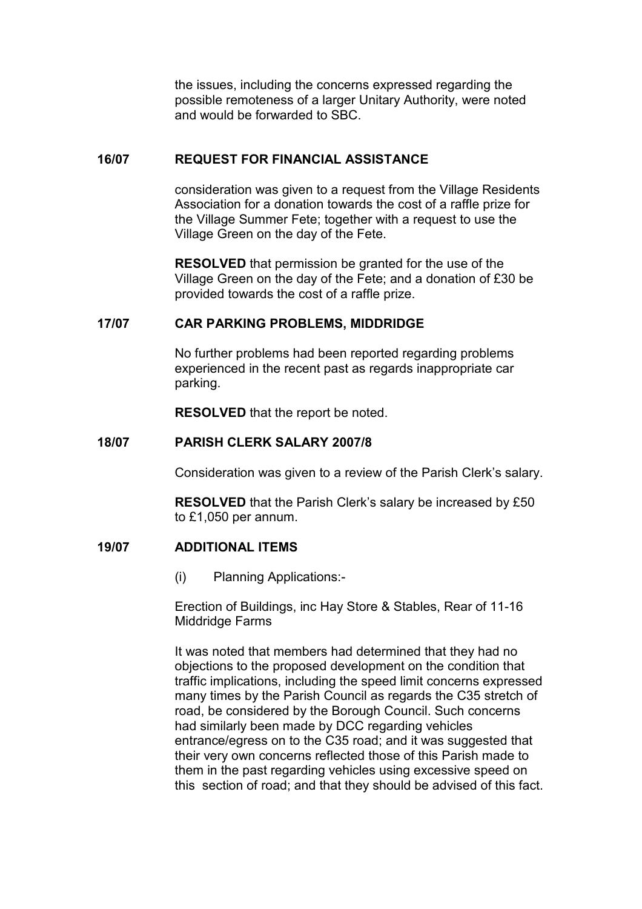the issues, including the concerns expressed regarding the possible remoteness of a larger Unitary Authority, were noted and would be forwarded to SBC.

## 16/07 REQUEST FOR FINANCIAL ASSISTANCE

consideration was given to a request from the Village Residents Association for a donation towards the cost of a raffle prize for the Village Summer Fete; together with a request to use the Village Green on the day of the Fete.

**RESOLVED** that permission be granted for the use of the Village Green on the day of the Fete; and a donation of £30 be provided towards the cost of a raffle prize.

## 17/07 CAR PARKING PROBLEMS, MIDDRIDGE

No further problems had been reported regarding problems experienced in the recent past as regards inappropriate car parking.

**RESOLVED** that the report be noted.

## 18/07 PARISH CLERK SALARY 2007/8

Consideration was given to a review of the Parish Clerk's salary.

**RESOLVED** that the Parish Clerk's salary be increased by £50 to £1,050 per annum.

## 19/07 ADDITIONAL ITEMS

(i) Planning Applications:-

Erection of Buildings, inc Hay Store & Stables, Rear of 11-16 Middridge Farms

It was noted that members had determined that they had no objections to the proposed development on the condition that traffic implications, including the speed limit concerns expressed many times by the Parish Council as regards the C35 stretch of road, be considered by the Borough Council. Such concerns had similarly been made by DCC regarding vehicles entrance/egress on to the C35 road; and it was suggested that their very own concerns reflected those of this Parish made to them in the past regarding vehicles using excessive speed on this section of road; and that they should be advised of this fact.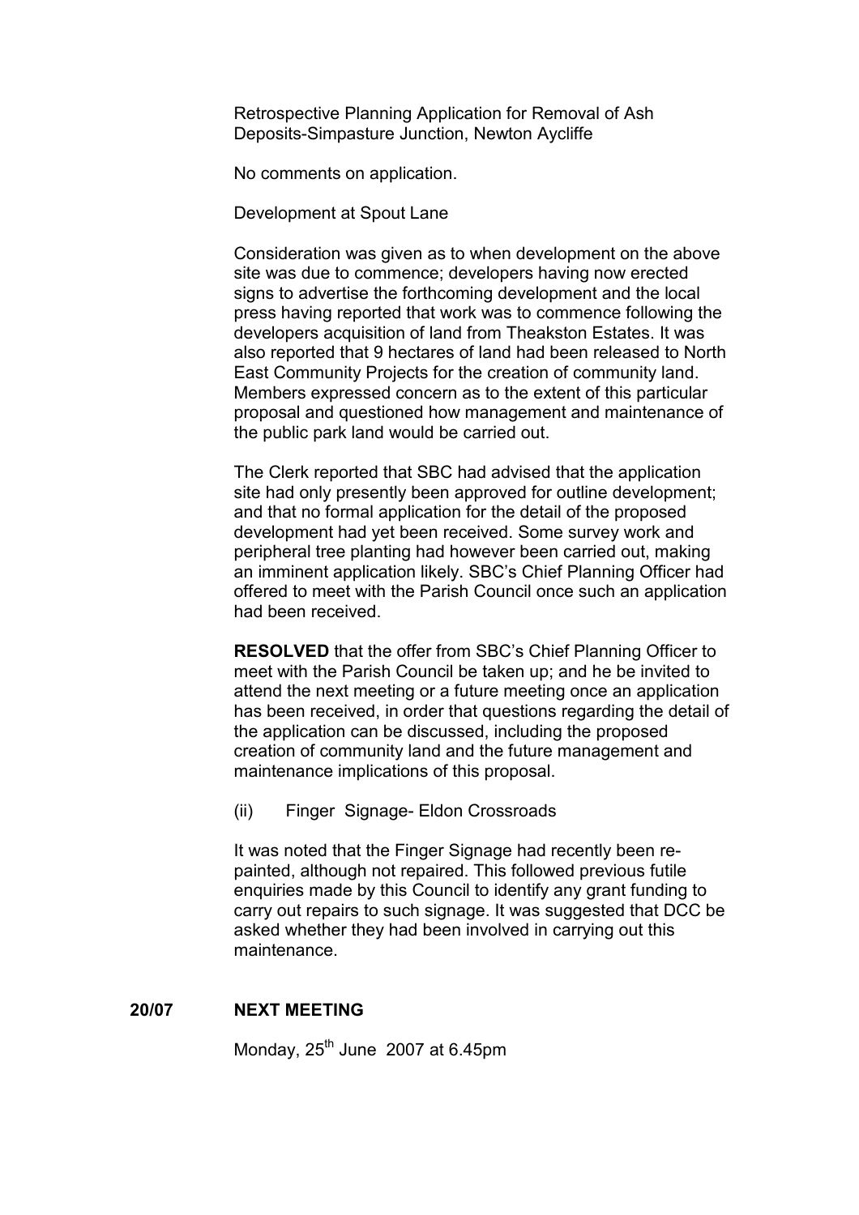Retrospective Planning Application for Removal of Ash Deposits-Simpasture Junction, Newton Aycliffe

No comments on application.

Development at Spout Lane

Consideration was given as to when development on the above site was due to commence; developers having now erected signs to advertise the forthcoming development and the local press having reported that work was to commence following the developers acquisition of land from Theakston Estates. It was also reported that 9 hectares of land had been released to North East Community Projects for the creation of community land. Members expressed concern as to the extent of this particular proposal and questioned how management and maintenance of the public park land would be carried out.

The Clerk reported that SBC had advised that the application site had only presently been approved for outline development; and that no formal application for the detail of the proposed development had yet been received. Some survey work and peripheral tree planting had however been carried out, making an imminent application likely. SBC's Chief Planning Officer had offered to meet with the Parish Council once such an application had been received.

**RESOLVED** that the offer from SBC's Chief Planning Officer to meet with the Parish Council be taken up; and he be invited to attend the next meeting or a future meeting once an application has been received, in order that questions regarding the detail of the application can be discussed, including the proposed creation of community land and the future management and maintenance implications of this proposal.

(ii) Finger Signage- Eldon Crossroads

It was noted that the Finger Signage had recently been re-painted, although not repaired. This followed previous futile enquiries made by this Council to identify any grant funding to carry out repairs to such signage. It was suggested that DCC be asked whether they had been involved in carrying out this maintenance.

## 20/07 NEXT MEETING

Monday, 25th June 2007 at 6.45pm